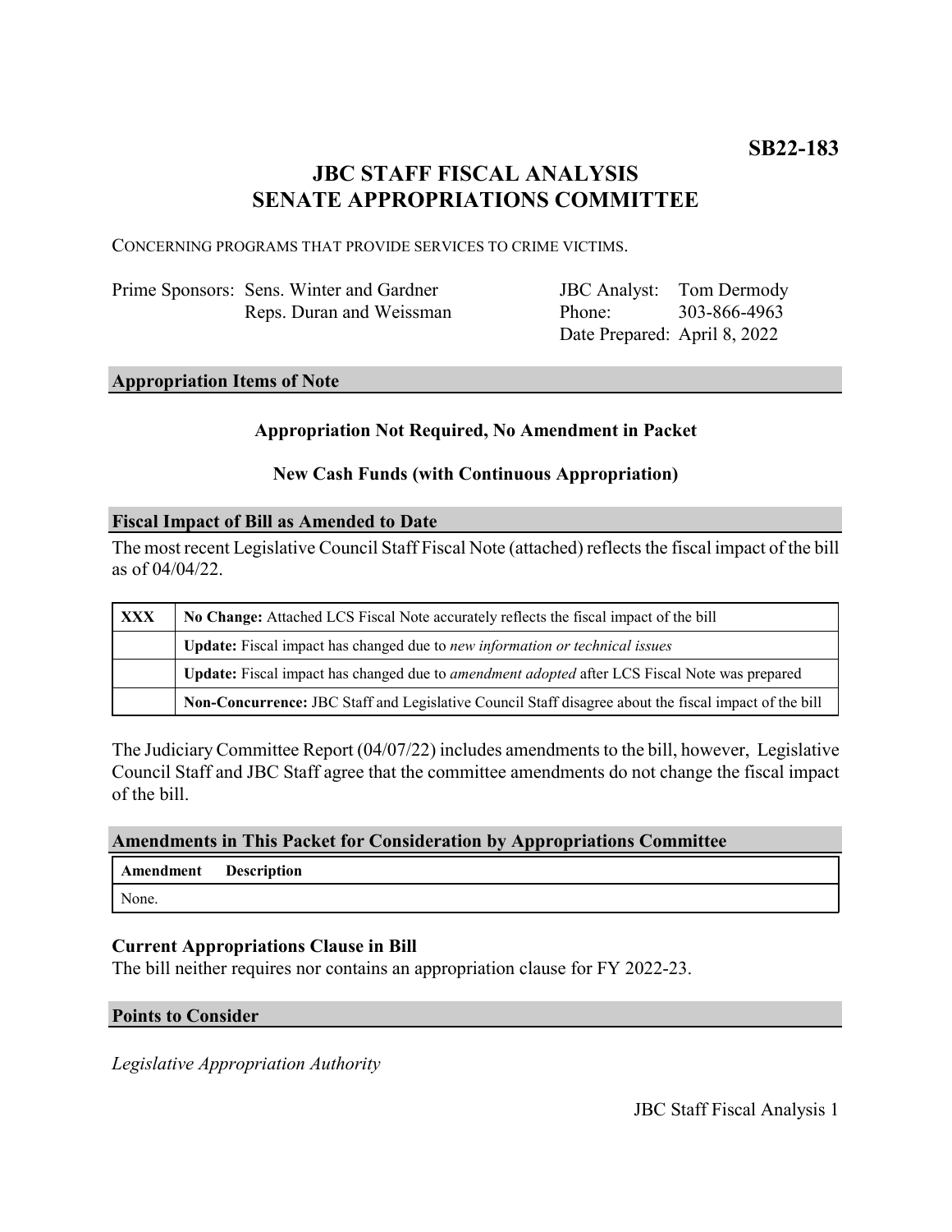**SB22-183**

# JBC STAFF FISCAL ANALYSIS
# SENATE APPROPRIATIONS COMMITTEE

CONCERNING PROGRAMS THAT PROVIDE SERVICES TO CRIME VICTIMS.

| | | | |
|---|---|---|---|
| Prime Sponsors: | Sens. Winter and Gardner<br>Reps. Duran and Weissman | JBC Analyst:<br>Phone:<br>Date Prepared: | Tom Dermody<br>303-866-4963<br>April 8, 2022 |

## Appropriation Items of Note

**Appropriation Not Required, No Amendment in Packet**

**New Cash Funds (with Continuous Appropriation)**

## Fiscal Impact of Bill as Amended to Date

The most recent Legislative Council Staff Fiscal Note (attached) reflects the fiscal impact of the bill as of 04/04/22.

| | |
|---|---|
| **XXX** | **No Change:** Attached LCS Fiscal Note accurately reflects the fiscal impact of the bill |
| | **Update:** Fiscal impact has changed due to *new information or technical issues* |
| | **Update:** Fiscal impact has changed due to *amendment adopted* after LCS Fiscal Note was prepared |
| | **Non-Concurrence:** JBC Staff and Legislative Council Staff disagree about the fiscal impact of the bill |

The Judiciary Committee Report (04/07/22) includes amendments to the bill, however, Legislative Council Staff and JBC Staff agree that the committee amendments do not change the fiscal impact of the bill.

## Amendments in This Packet for Consideration by Appropriations Committee

| Amendment | Description |
|---|---|
| None. | |

### Current Appropriations Clause in Bill

The bill neither requires nor contains an appropriation clause for FY 2022-23.

## Points to Consider

*Legislative Appropriation Authority*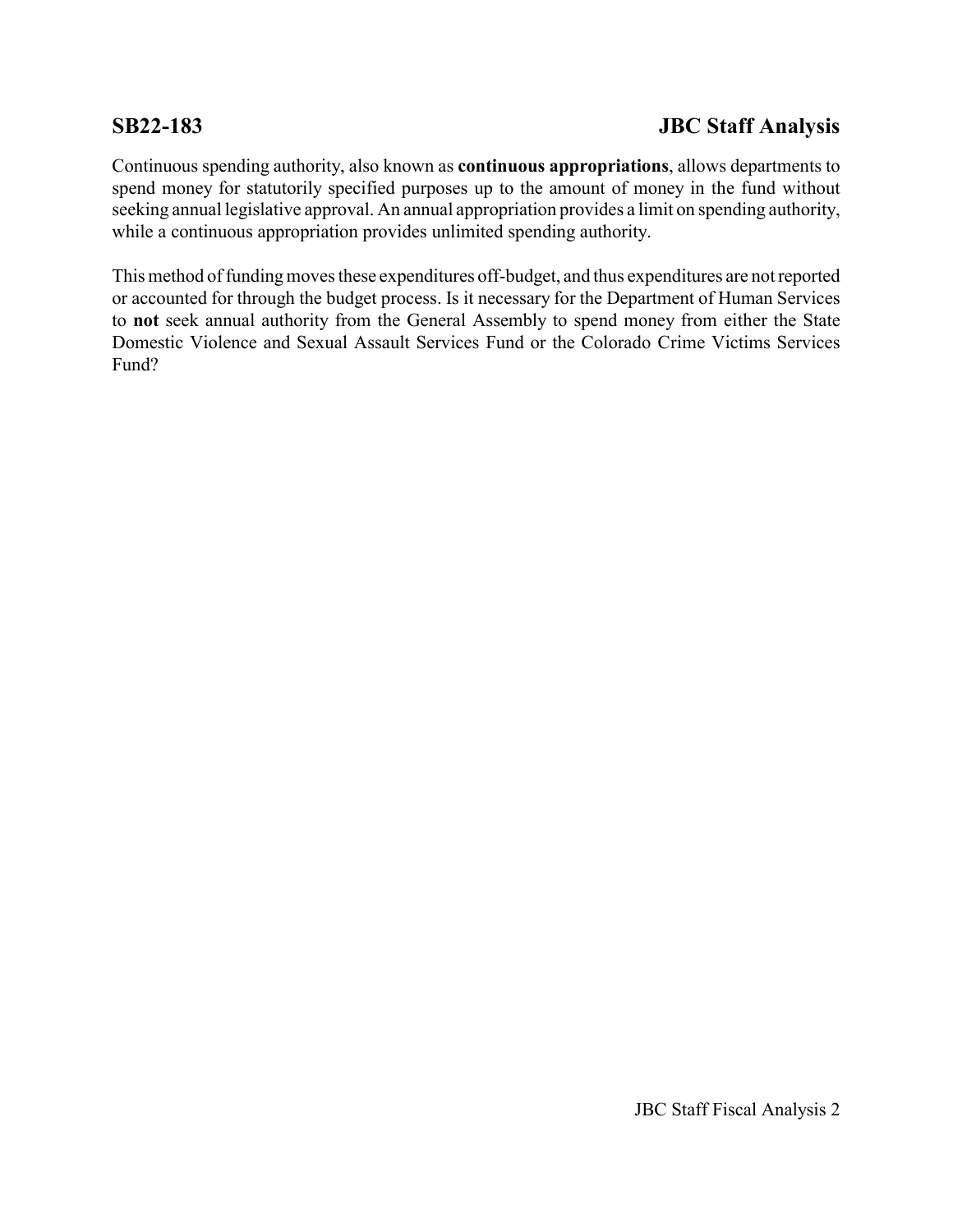Continuous spending authority, also known as **continuous appropriations**, allows departments to spend money for statutorily specified purposes up to the amount of money in the fund without seeking annual legislative approval. An annual appropriation provides a limit on spending authority, while a continuous appropriation provides unlimited spending authority.

This method of funding moves these expenditures off-budget, and thus expenditures are not reported or accounted for through the budget process. Is it necessary for the Department of Human Services to **not** seek annual authority from the General Assembly to spend money from either the State Domestic Violence and Sexual Assault Services Fund or the Colorado Crime Victims Services Fund?